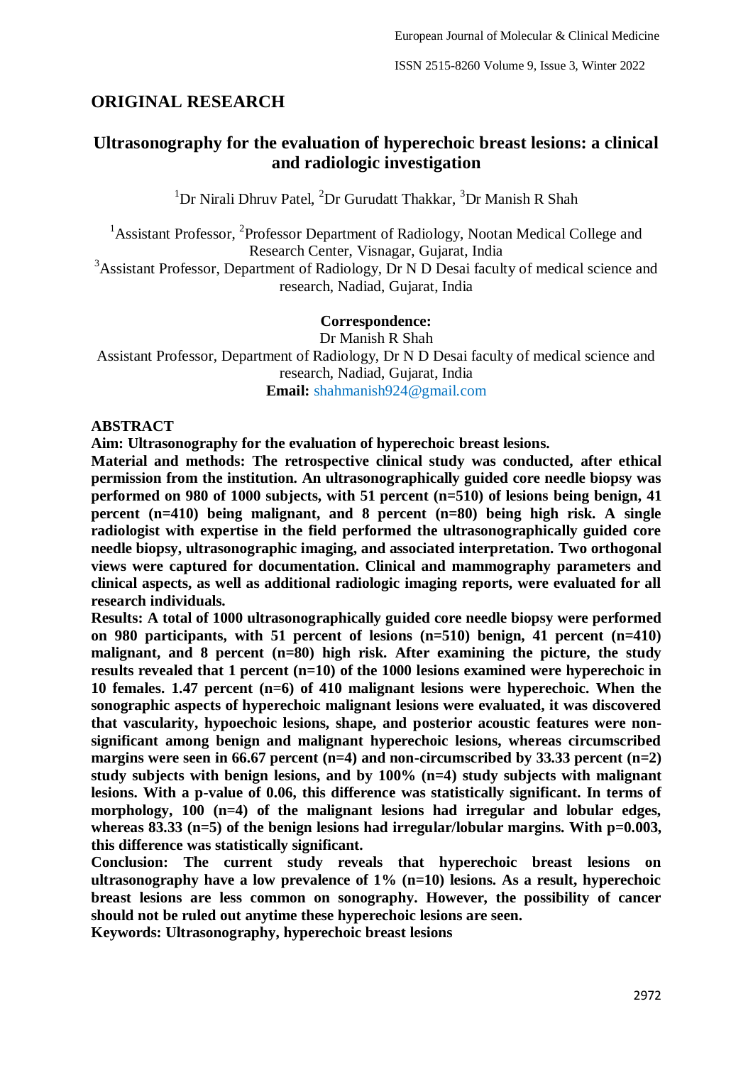## ORIGINAL RESEARCH

# Ultrasonography for the evaluation of hyperechoic breast lesions: a clinical and radiologic investigation

[1]Dr Nirali Dhruv Patel, [2]Dr Gurudatt Thakkar, [3]Dr Manish R Shah

[1]Assistant Professor, [2]Professor Department of Radiology, Nootan Medical College and Research Center, Visnagar, Gujarat, India

[3]Assistant Professor, Department of Radiology, Dr N D Desai faculty of medical science and research, Nadiad, Gujarat, India

**Correspondence:**

Dr Manish R Shah

Assistant Professor, Department of Radiology, Dr N D Desai faculty of medical science and research, Nadiad, Gujarat, India

**Email:** shahmanish924@gmail.com

## ABSTRACT

**Aim: Ultrasonography for the evaluation of hyperechoic breast lesions.**

**Material and methods: The retrospective clinical study was conducted, after ethical permission from the institution. An ultrasonographically guided core needle biopsy was performed on 980 of 1000 subjects, with 51 percent (n=510) of lesions being benign, 41 percent (n=410) being malignant, and 8 percent (n=80) being high risk. A single radiologist with expertise in the field performed the ultrasonographically guided core needle biopsy, ultrasonographic imaging, and associated interpretation. Two orthogonal views were captured for documentation. Clinical and mammography parameters and clinical aspects, as well as additional radiologic imaging reports, were evaluated for all research individuals.**

**Results: A total of 1000 ultrasonographically guided core needle biopsy were performed on 980 participants, with 51 percent of lesions (n=510) benign, 41 percent (n=410) malignant, and 8 percent (n=80) high risk. After examining the picture, the study results revealed that 1 percent (n=10) of the 1000 lesions examined were hyperechoic in 10 females. 1.47 percent (n=6) of 410 malignant lesions were hyperechoic. When the sonographic aspects of hyperechoic malignant lesions were evaluated, it was discovered that vascularity, hypoechoic lesions, shape, and posterior acoustic features were non-significant among benign and malignant hyperechoic lesions, whereas circumscribed margins were seen in 66.67 percent (n=4) and non-circumscribed by 33.33 percent (n=2) study subjects with benign lesions, and by 100% (n=4) study subjects with malignant lesions. With a p-value of 0.06, this difference was statistically significant. In terms of morphology, 100 (n=4) of the malignant lesions had irregular and lobular edges, whereas 83.33 (n=5) of the benign lesions had irregular/lobular margins. With p=0.003, this difference was statistically significant.**

**Conclusion: The current study reveals that hyperechoic breast lesions on ultrasonography have a low prevalence of 1% (n=10) lesions. As a result, hyperechoic breast lesions are less common on sonography. However, the possibility of cancer should not be ruled out anytime these hyperechoic lesions are seen.**

**Keywords: Ultrasonography, hyperechoic breast lesions**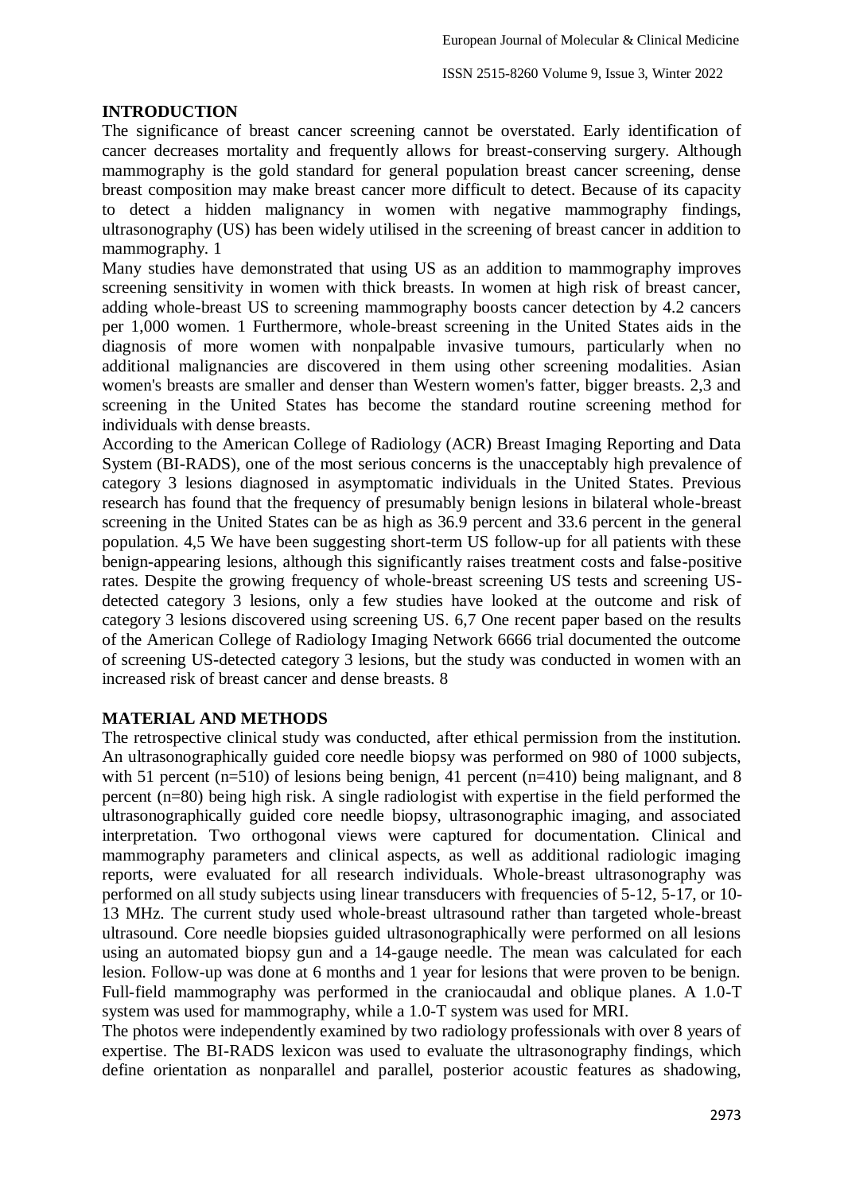## INTRODUCTION

The significance of breast cancer screening cannot be overstated. Early identification of cancer decreases mortality and frequently allows for breast-conserving surgery. Although mammography is the gold standard for general population breast cancer screening, dense breast composition may make breast cancer more difficult to detect. Because of its capacity to detect a hidden malignancy in women with negative mammography findings, ultrasonography (US) has been widely utilised in the screening of breast cancer in addition to mammography. 1

Many studies have demonstrated that using US as an addition to mammography improves screening sensitivity in women with thick breasts. In women at high risk of breast cancer, adding whole-breast US to screening mammography boosts cancer detection by 4.2 cancers per 1,000 women. 1 Furthermore, whole-breast screening in the United States aids in the diagnosis of more women with nonpalpable invasive tumours, particularly when no additional malignancies are discovered in them using other screening modalities. Asian women's breasts are smaller and denser than Western women's fatter, bigger breasts. 2,3 and screening in the United States has become the standard routine screening method for individuals with dense breasts.

According to the American College of Radiology (ACR) Breast Imaging Reporting and Data System (BI-RADS), one of the most serious concerns is the unacceptably high prevalence of category 3 lesions diagnosed in asymptomatic individuals in the United States. Previous research has found that the frequency of presumably benign lesions in bilateral whole-breast screening in the United States can be as high as 36.9 percent and 33.6 percent in the general population. 4,5 We have been suggesting short-term US follow-up for all patients with these benign-appearing lesions, although this significantly raises treatment costs and false-positive rates. Despite the growing frequency of whole-breast screening US tests and screening US-detected category 3 lesions, only a few studies have looked at the outcome and risk of category 3 lesions discovered using screening US. 6,7 One recent paper based on the results of the American College of Radiology Imaging Network 6666 trial documented the outcome of screening US-detected category 3 lesions, but the study was conducted in women with an increased risk of breast cancer and dense breasts. 8

## MATERIAL AND METHODS

The retrospective clinical study was conducted, after ethical permission from the institution. An ultrasonographically guided core needle biopsy was performed on 980 of 1000 subjects, with 51 percent (n=510) of lesions being benign, 41 percent (n=410) being malignant, and 8 percent (n=80) being high risk. A single radiologist with expertise in the field performed the ultrasonographically guided core needle biopsy, ultrasonographic imaging, and associated interpretation. Two orthogonal views were captured for documentation. Clinical and mammography parameters and clinical aspects, as well as additional radiologic imaging reports, were evaluated for all research individuals. Whole-breast ultrasonography was performed on all study subjects using linear transducers with frequencies of 5-12, 5-17, or 10-13 MHz. The current study used whole-breast ultrasound rather than targeted whole-breast ultrasound. Core needle biopsies guided ultrasonographically were performed on all lesions using an automated biopsy gun and a 14-gauge needle. The mean was calculated for each lesion. Follow-up was done at 6 months and 1 year for lesions that were proven to be benign. Full-field mammography was performed in the craniocaudal and oblique planes. A 1.0-T system was used for mammography, while a 1.0-T system was used for MRI.

The photos were independently examined by two radiology professionals with over 8 years of expertise. The BI-RADS lexicon was used to evaluate the ultrasonography findings, which define orientation as nonparallel and parallel, posterior acoustic features as shadowing,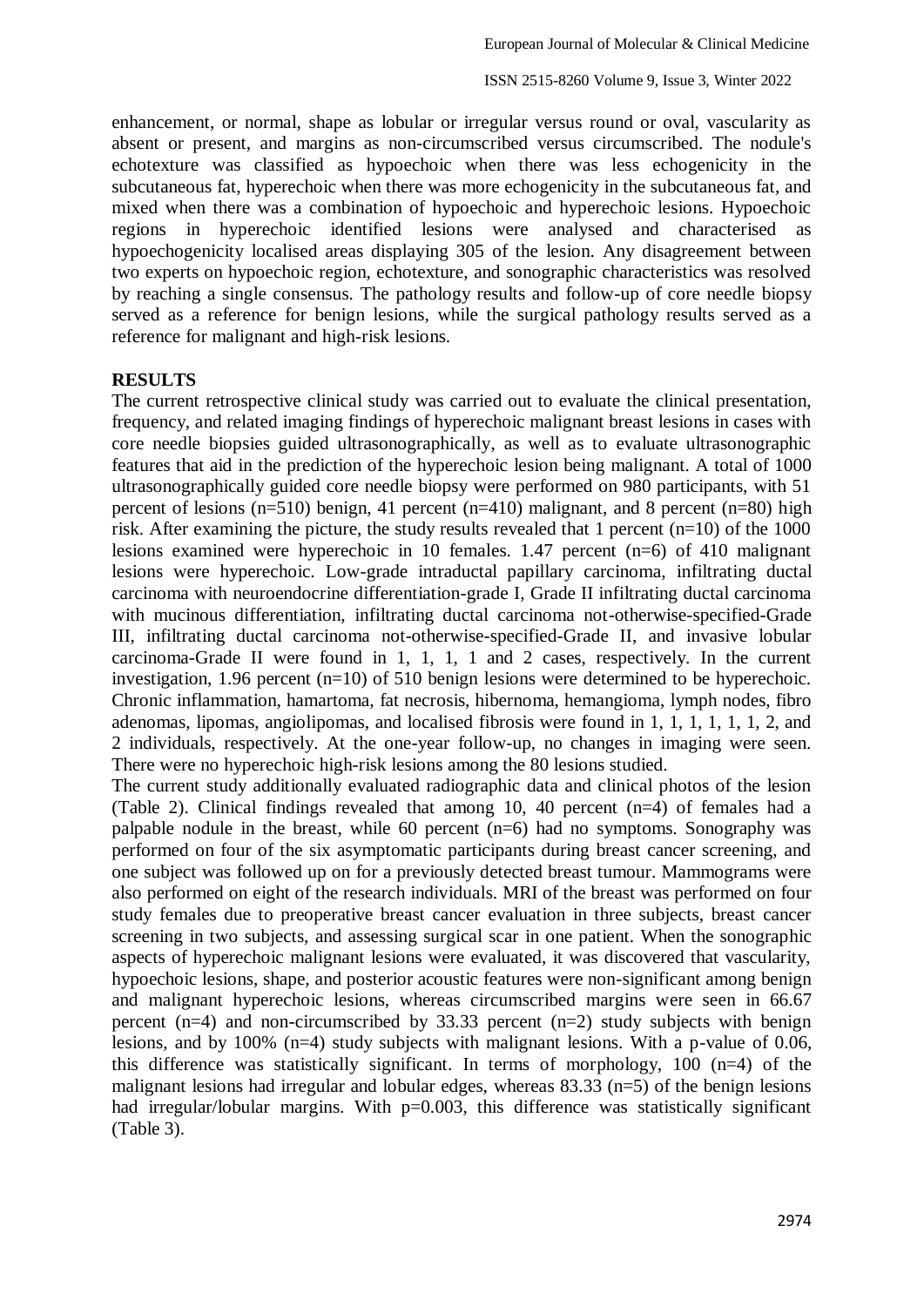enhancement, or normal, shape as lobular or irregular versus round or oval, vascularity as absent or present, and margins as non-circumscribed versus circumscribed. The nodule's echotexture was classified as hypoechoic when there was less echogenicity in the subcutaneous fat, hyperechoic when there was more echogenicity in the subcutaneous fat, and mixed when there was a combination of hypoechoic and hyperechoic lesions. Hypoechoic regions in hyperechoic identified lesions were analysed and characterised as hypoechogenicity localised areas displaying 305 of the lesion. Any disagreement between two experts on hypoechoic region, echotexture, and sonographic characteristics was resolved by reaching a single consensus. The pathology results and follow-up of core needle biopsy served as a reference for benign lesions, while the surgical pathology results served as a reference for malignant and high-risk lesions.

## RESULTS

The current retrospective clinical study was carried out to evaluate the clinical presentation, frequency, and related imaging findings of hyperechoic malignant breast lesions in cases with core needle biopsies guided ultrasonographically, as well as to evaluate ultrasonographic features that aid in the prediction of the hyperechoic lesion being malignant. A total of 1000 ultrasonographically guided core needle biopsy were performed on 980 participants, with 51 percent of lesions (n=510) benign, 41 percent (n=410) malignant, and 8 percent (n=80) high risk. After examining the picture, the study results revealed that 1 percent (n=10) of the 1000 lesions examined were hyperechoic in 10 females. 1.47 percent (n=6) of 410 malignant lesions were hyperechoic. Low-grade intraductal papillary carcinoma, infiltrating ductal carcinoma with neuroendocrine differentiation-grade I, Grade II infiltrating ductal carcinoma with mucinous differentiation, infiltrating ductal carcinoma not-otherwise-specified-Grade III, infiltrating ductal carcinoma not-otherwise-specified-Grade II, and invasive lobular carcinoma-Grade II were found in 1, 1, 1, 1 and 2 cases, respectively. In the current investigation, 1.96 percent (n=10) of 510 benign lesions were determined to be hyperechoic. Chronic inflammation, hamartoma, fat necrosis, hibernoma, hemangioma, lymph nodes, fibro adenomas, lipomas, angiolipomas, and localised fibrosis were found in 1, 1, 1, 1, 1, 1, 2, and 2 individuals, respectively. At the one-year follow-up, no changes in imaging were seen. There were no hyperechoic high-risk lesions among the 80 lesions studied.

The current study additionally evaluated radiographic data and clinical photos of the lesion (Table 2). Clinical findings revealed that among 10, 40 percent (n=4) of females had a palpable nodule in the breast, while 60 percent (n=6) had no symptoms. Sonography was performed on four of the six asymptomatic participants during breast cancer screening, and one subject was followed up on for a previously detected breast tumour. Mammograms were also performed on eight of the research individuals. MRI of the breast was performed on four study females due to preoperative breast cancer evaluation in three subjects, breast cancer screening in two subjects, and assessing surgical scar in one patient. When the sonographic aspects of hyperechoic malignant lesions were evaluated, it was discovered that vascularity, hypoechoic lesions, shape, and posterior acoustic features were non-significant among benign and malignant hyperechoic lesions, whereas circumscribed margins were seen in 66.67 percent (n=4) and non-circumscribed by 33.33 percent (n=2) study subjects with benign lesions, and by 100% (n=4) study subjects with malignant lesions. With a p-value of 0.06, this difference was statistically significant. In terms of morphology, 100 (n=4) of the malignant lesions had irregular and lobular edges, whereas 83.33 (n=5) of the benign lesions had irregular/lobular margins. With p=0.003, this difference was statistically significant (Table 3).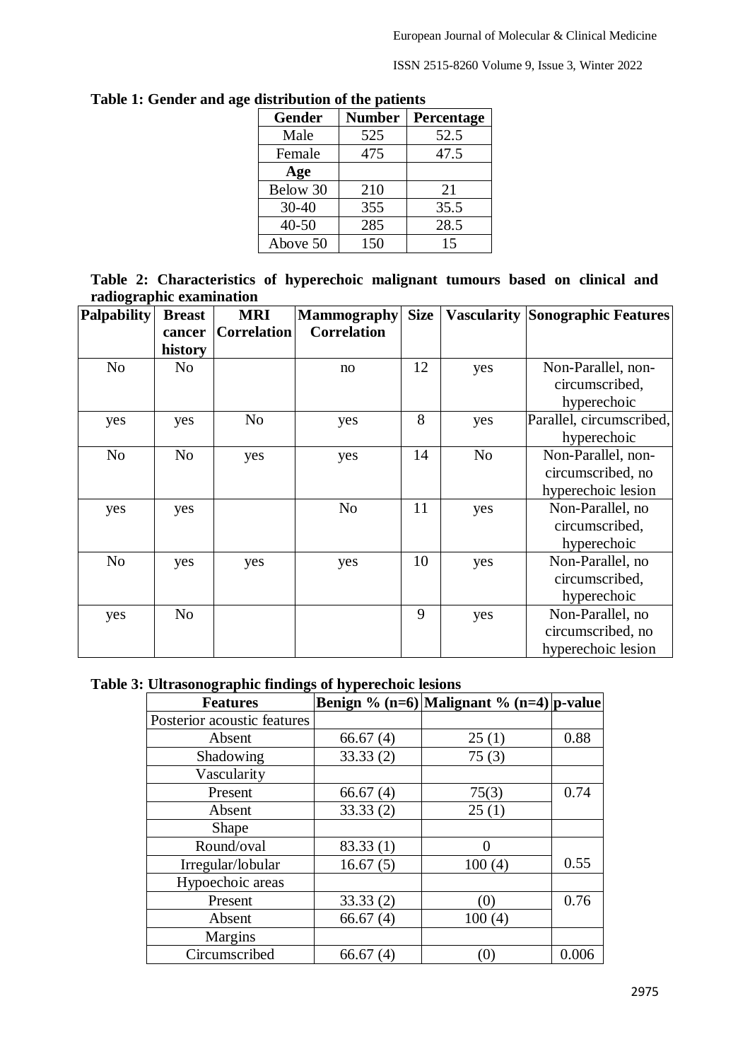**Table 1: Gender and age distribution of the patients**

| Gender | Number | Percentage |
|---|---|---|
| Male | 525 | 52.5 |
| Female | 475 | 47.5 |
| **Age** | | |
| Below 30 | 210 | 21 |
| 30-40 | 355 | 35.5 |
| 40-50 | 285 | 28.5 |
| Above 50 | 150 | 15 |

**Table 2: Characteristics of hyperechoic malignant tumours based on clinical and radiographic examination**

| Palpability | Breast cancer history | MRI Correlation | Mammography Correlation | Size | Vascularity | Sonographic Features |
|---|---|---|---|---|---|---|
| No | No | | no | 12 | yes | Non-Parallel, non-circumscribed, hyperechoic |
| yes | yes | No | yes | 8 | yes | Parallel, circumscribed, hyperechoic |
| No | No | yes | yes | 14 | No | Non-Parallel, non-circumscribed, no hyperechoic lesion |
| yes | yes | | No | 11 | yes | Non-Parallel, no circumscribed, hyperechoic |
| No | yes | yes | yes | 10 | yes | Non-Parallel, no circumscribed, hyperechoic |
| yes | No | | | 9 | yes | Non-Parallel, no circumscribed, no hyperechoic lesion |

**Table 3: Ultrasonographic findings of hyperechoic lesions**

| Features | Benign % (n=6) | Malignant % (n=4) | p-value |
|---|---|---|---|
| Posterior acoustic features | | | |
| Absent | 66.67 (4) | 25 (1) | 0.88 |
| Shadowing | 33.33 (2) | 75 (3) | |
| Vascularity | | | |
| Present | 66.67 (4) | 75(3) | 0.74 |
| Absent | 33.33 (2) | 25 (1) | |
| Shape | | | |
| Round/oval | 83.33 (1) | 0 | 0.55 |
| Irregular/lobular | 16.67 (5) | 100 (4) | |
| Hypoechoic areas | | | |
| Present | 33.33 (2) | (0) | 0.76 |
| Absent | 66.67 (4) | 100 (4) | |
| Margins | | | |
| Circumscribed | 66.67 (4) | (0) | 0.006 |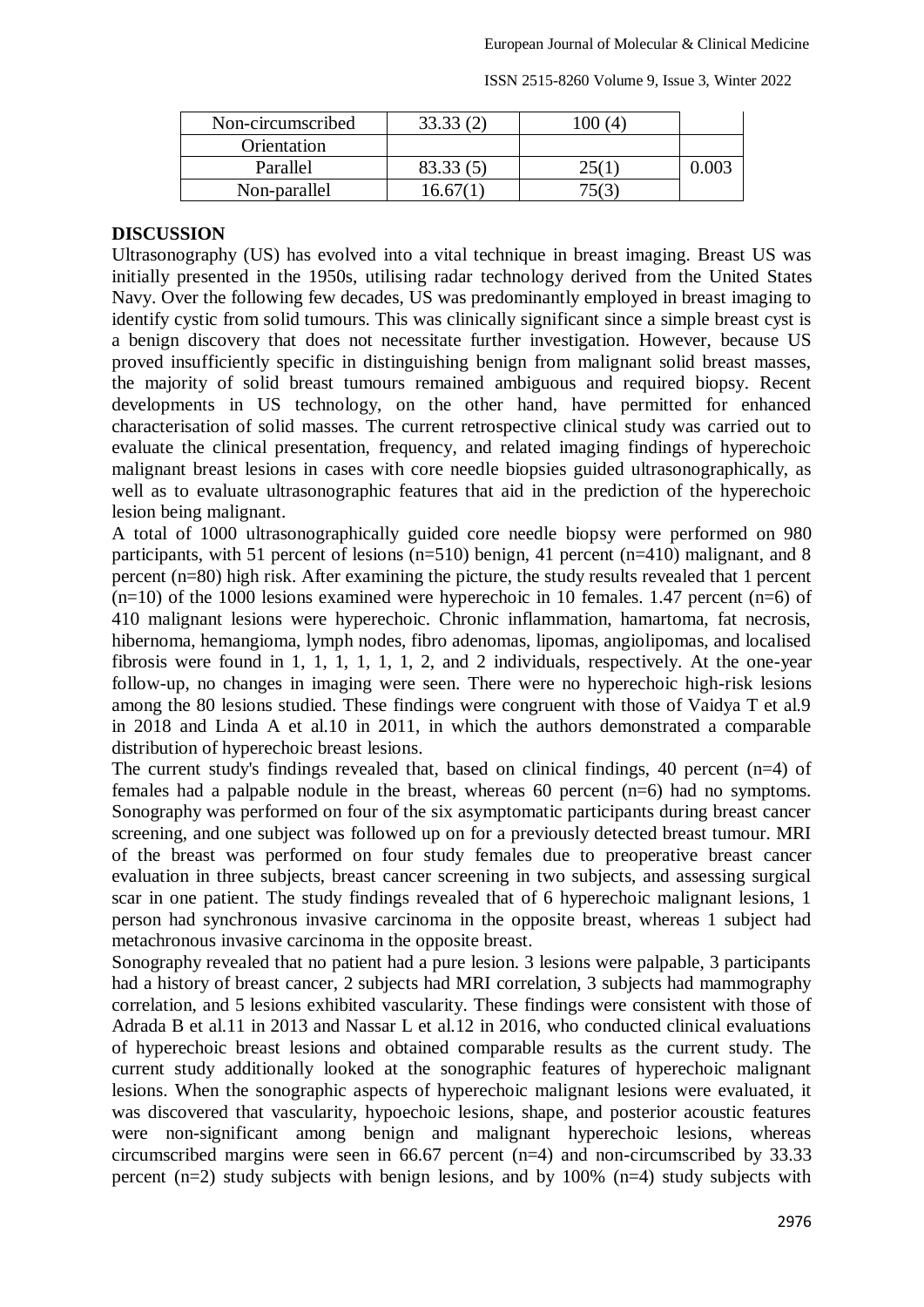| Non-circumscribed | 33.33 (2) | 100 (4) | |
|---|---|---|---|
| Orientation | | | |
| Parallel | 83.33 (5) | 25(1) | 0.003 |
| Non-parallel | 16.67(1) | 75(3) | |

## DISCUSSION

Ultrasonography (US) has evolved into a vital technique in breast imaging. Breast US was initially presented in the 1950s, utilising radar technology derived from the United States Navy. Over the following few decades, US was predominantly employed in breast imaging to identify cystic from solid tumours. This was clinically significant since a simple breast cyst is a benign discovery that does not necessitate further investigation. However, because US proved insufficiently specific in distinguishing benign from malignant solid breast masses, the majority of solid breast tumours remained ambiguous and required biopsy. Recent developments in US technology, on the other hand, have permitted for enhanced characterisation of solid masses. The current retrospective clinical study was carried out to evaluate the clinical presentation, frequency, and related imaging findings of hyperechoic malignant breast lesions in cases with core needle biopsies guided ultrasonographically, as well as to evaluate ultrasonographic features that aid in the prediction of the hyperechoic lesion being malignant.

A total of 1000 ultrasonographically guided core needle biopsy were performed on 980 participants, with 51 percent of lesions (n=510) benign, 41 percent (n=410) malignant, and 8 percent (n=80) high risk. After examining the picture, the study results revealed that 1 percent (n=10) of the 1000 lesions examined were hyperechoic in 10 females. 1.47 percent (n=6) of 410 malignant lesions were hyperechoic. Chronic inflammation, hamartoma, fat necrosis, hibernoma, hemangioma, lymph nodes, fibro adenomas, lipomas, angiolipomas, and localised fibrosis were found in 1, 1, 1, 1, 1, 1, 2, and 2 individuals, respectively. At the one-year follow-up, no changes in imaging were seen. There were no hyperechoic high-risk lesions among the 80 lesions studied. These findings were congruent with those of Vaidya T et al.[9] in 2018 and Linda A et al.[10] in 2011, in which the authors demonstrated a comparable distribution of hyperechoic breast lesions.

The current study's findings revealed that, based on clinical findings, 40 percent (n=4) of females had a palpable nodule in the breast, whereas 60 percent (n=6) had no symptoms. Sonography was performed on four of the six asymptomatic participants during breast cancer screening, and one subject was followed up on for a previously detected breast tumour. MRI of the breast was performed on four study females due to preoperative breast cancer evaluation in three subjects, breast cancer screening in two subjects, and assessing surgical scar in one patient. The study findings revealed that of 6 hyperechoic malignant lesions, 1 person had synchronous invasive carcinoma in the opposite breast, whereas 1 subject had metachronous invasive carcinoma in the opposite breast.

Sonography revealed that no patient had a pure lesion. 3 lesions were palpable, 3 participants had a history of breast cancer, 2 subjects had MRI correlation, 3 subjects had mammography correlation, and 5 lesions exhibited vascularity. These findings were consistent with those of Adrada B et al.[11] in 2013 and Nassar L et al.[12] in 2016, who conducted clinical evaluations of hyperechoic breast lesions and obtained comparable results as the current study. The current study additionally looked at the sonographic features of hyperechoic malignant lesions. When the sonographic aspects of hyperechoic malignant lesions were evaluated, it was discovered that vascularity, hypoechoic lesions, shape, and posterior acoustic features were non-significant among benign and malignant hyperechoic lesions, whereas circumscribed margins were seen in 66.67 percent (n=4) and non-circumscribed by 33.33 percent (n=2) study subjects with benign lesions, and by 100% (n=4) study subjects with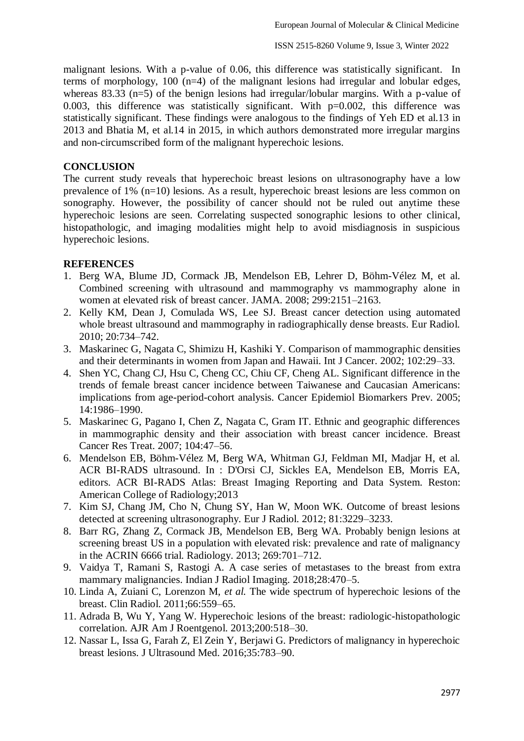malignant lesions. With a p-value of 0.06, this difference was statistically significant. In terms of morphology, 100 (n=4) of the malignant lesions had irregular and lobular edges, whereas 83.33 (n=5) of the benign lesions had irregular/lobular margins. With a p-value of 0.003, this difference was statistically significant. With p=0.002, this difference was statistically significant. These findings were analogous to the findings of Yeh ED et al.13 in 2013 and Bhatia M, et al.14 in 2015, in which authors demonstrated more irregular margins and non-circumscribed form of the malignant hyperechoic lesions.

## CONCLUSION

The current study reveals that hyperechoic breast lesions on ultrasonography have a low prevalence of 1% (n=10) lesions. As a result, hyperechoic breast lesions are less common on sonography. However, the possibility of cancer should not be ruled out anytime these hyperechoic lesions are seen. Correlating suspected sonographic lesions to other clinical, histopathologic, and imaging modalities might help to avoid misdiagnosis in suspicious hyperechoic lesions.

## REFERENCES

1. Berg WA, Blume JD, Cormack JB, Mendelson EB, Lehrer D, Böhm-Vélez M, et al. Combined screening with ultrasound and mammography vs mammography alone in women at elevated risk of breast cancer. JAMA. 2008; 299:2151–2163.
2. Kelly KM, Dean J, Comulada WS, Lee SJ. Breast cancer detection using automated whole breast ultrasound and mammography in radiographically dense breasts. Eur Radiol. 2010; 20:734–742.
3. Maskarinec G, Nagata C, Shimizu H, Kashiki Y. Comparison of mammographic densities and their determinants in women from Japan and Hawaii. Int J Cancer. 2002; 102:29–33.
4. Shen YC, Chang CJ, Hsu C, Cheng CC, Chiu CF, Cheng AL. Significant difference in the trends of female breast cancer incidence between Taiwanese and Caucasian Americans: implications from age-period-cohort analysis. Cancer Epidemiol Biomarkers Prev. 2005; 14:1986–1990.
5. Maskarinec G, Pagano I, Chen Z, Nagata C, Gram IT. Ethnic and geographic differences in mammographic density and their association with breast cancer incidence. Breast Cancer Res Treat. 2007; 104:47–56.
6. Mendelson EB, Böhm-Vélez M, Berg WA, Whitman GJ, Feldman MI, Madjar H, et al. ACR BI-RADS ultrasound. In : D'Orsi CJ, Sickles EA, Mendelson EB, Morris EA, editors. ACR BI-RADS Atlas: Breast Imaging Reporting and Data System. Reston: American College of Radiology;2013
7. Kim SJ, Chang JM, Cho N, Chung SY, Han W, Moon WK. Outcome of breast lesions detected at screening ultrasonography. Eur J Radiol. 2012; 81:3229–3233.
8. Barr RG, Zhang Z, Cormack JB, Mendelson EB, Berg WA. Probably benign lesions at screening breast US in a population with elevated risk: prevalence and rate of malignancy in the ACRIN 6666 trial. Radiology. 2013; 269:701–712.
9. Vaidya T, Ramani S, Rastogi A. A case series of metastases to the breast from extra mammary malignancies. Indian J Radiol Imaging. 2018;28:470–5.
10. Linda A, Zuiani C, Lorenzon M, *et al.* The wide spectrum of hyperechoic lesions of the breast. Clin Radiol. 2011;66:559–65.
11. Adrada B, Wu Y, Yang W. Hyperechoic lesions of the breast: radiologic-histopathologic correlation. AJR Am J Roentgenol. 2013;200:518–30.
12. Nassar L, Issa G, Farah Z, El Zein Y, Berjawi G. Predictors of malignancy in hyperechoic breast lesions. J Ultrasound Med. 2016;35:783–90.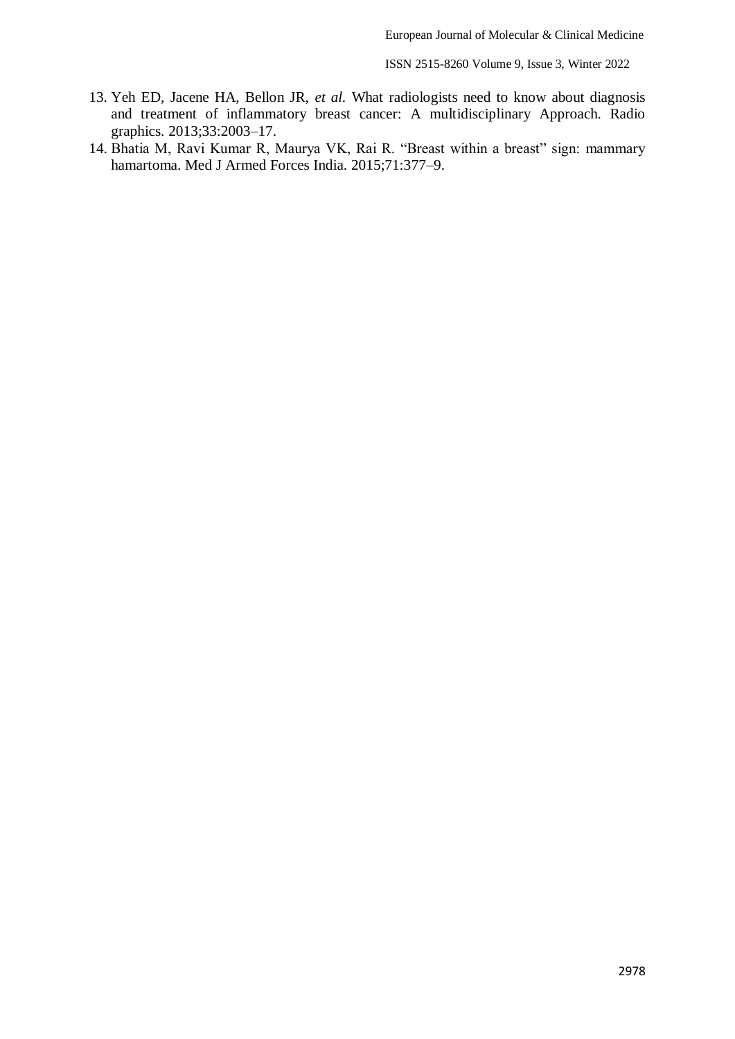13. Yeh ED, Jacene HA, Bellon JR, *et al.* What radiologists need to know about diagnosis and treatment of inflammatory breast cancer: A multidisciplinary Approach. Radio graphics. 2013;33:2003–17.
14. Bhatia M, Ravi Kumar R, Maurya VK, Rai R. "Breast within a breast" sign: mammary hamartoma. Med J Armed Forces India. 2015;71:377–9.